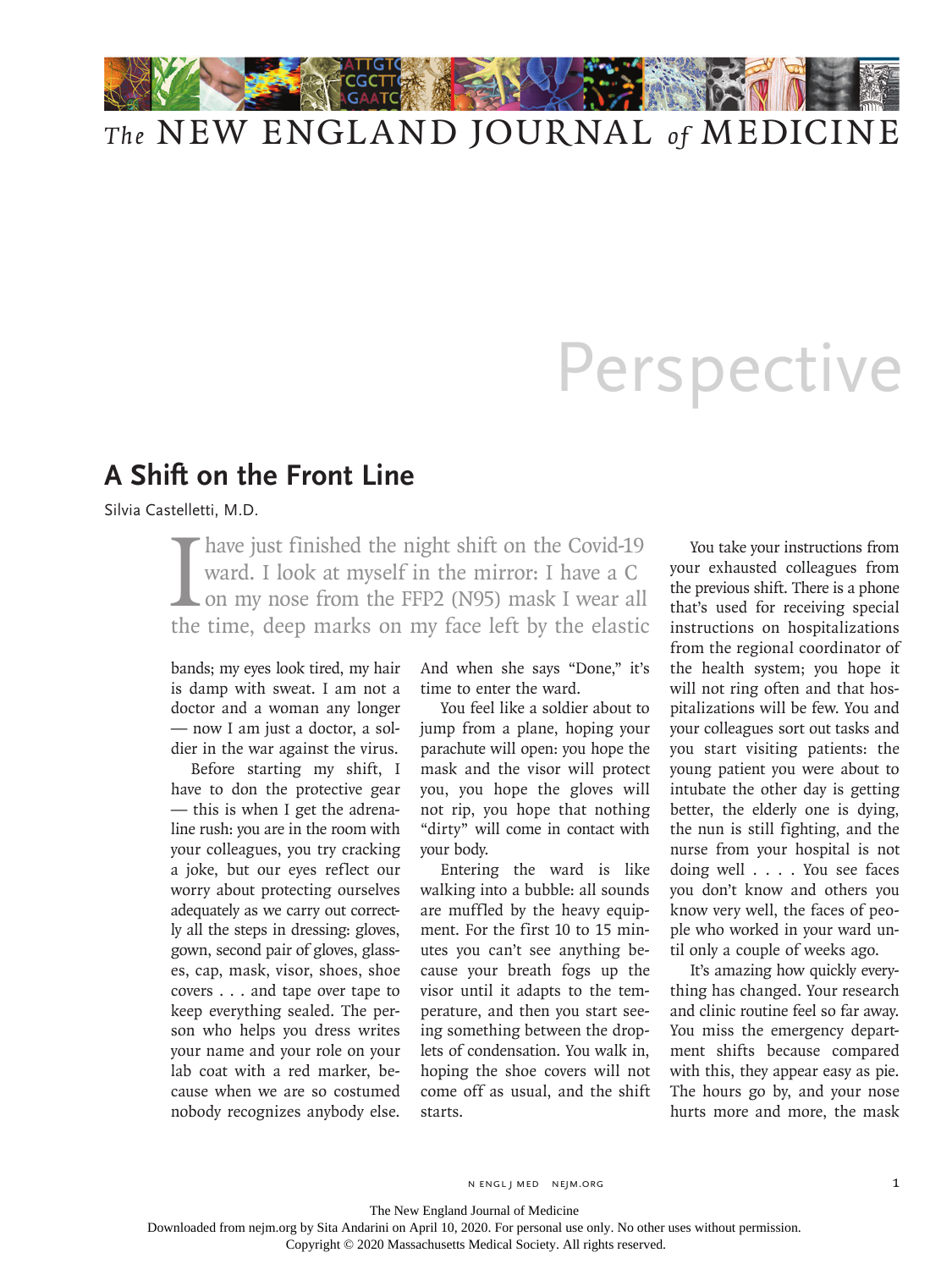# A Shift on the Front Line

Silvia Castelletti, M.D.

I have just finished the night shift on the Covid-19 ward. I look at myself in the mirror: I have a C on my nose from the FFP2 (N95) mask I wear all the time, deep marks on my face left by the elastic bands; my eyes look tired, my hair is damp with sweat. I am not a doctor and a woman any longer — now I am just a doctor, a soldier in the war against the virus.

Before starting my shift, I have to don the protective gear — this is when I get the adrenaline rush: you are in the room with your colleagues, you try cracking a joke, but our eyes reflect our worry about protecting ourselves adequately as we carry out correctly all the steps in dressing: gloves, gown, second pair of gloves, glasses, cap, mask, visor, shoes, shoe covers . . . and tape over tape to keep everything sealed. The person who helps you dress writes your name and your role on your lab coat with a red marker, because when we are so costumed nobody recognizes anybody else. And when she says "Done," it's time to enter the ward.

You feel like a soldier about to jump from a plane, hoping your parachute will open: you hope the mask and the visor will protect you, you hope the gloves will not rip, you hope that nothing "dirty" will come in contact with your body.

Entering the ward is like walking into a bubble: all sounds are muffled by the heavy equipment. For the first 10 to 15 minutes you can't see anything because your breath fogs up the visor until it adapts to the temperature, and then you start seeing something between the droplets of condensation. You walk in, hoping the shoe covers will not come off as usual, and the shift starts.

You take your instructions from your exhausted colleagues from the previous shift. There is a phone that's used for receiving special instructions on hospitalizations from the regional coordinator of the health system; you hope it will not ring often and that hospitalizations will be few. You and your colleagues sort out tasks and you start visiting patients: the young patient you were about to intubate the other day is getting better, the elderly one is dying, the nun is still fighting, and the nurse from your hospital is not doing well . . . . You see faces you don't know and others you know very well, the faces of people who worked in your ward until only a couple of weeks ago.

It's amazing how quickly everything has changed. Your research and clinic routine feel so far away. You miss the emergency department shifts because compared with this, they appear easy as pie. The hours go by, and your nose hurts more and more, the mask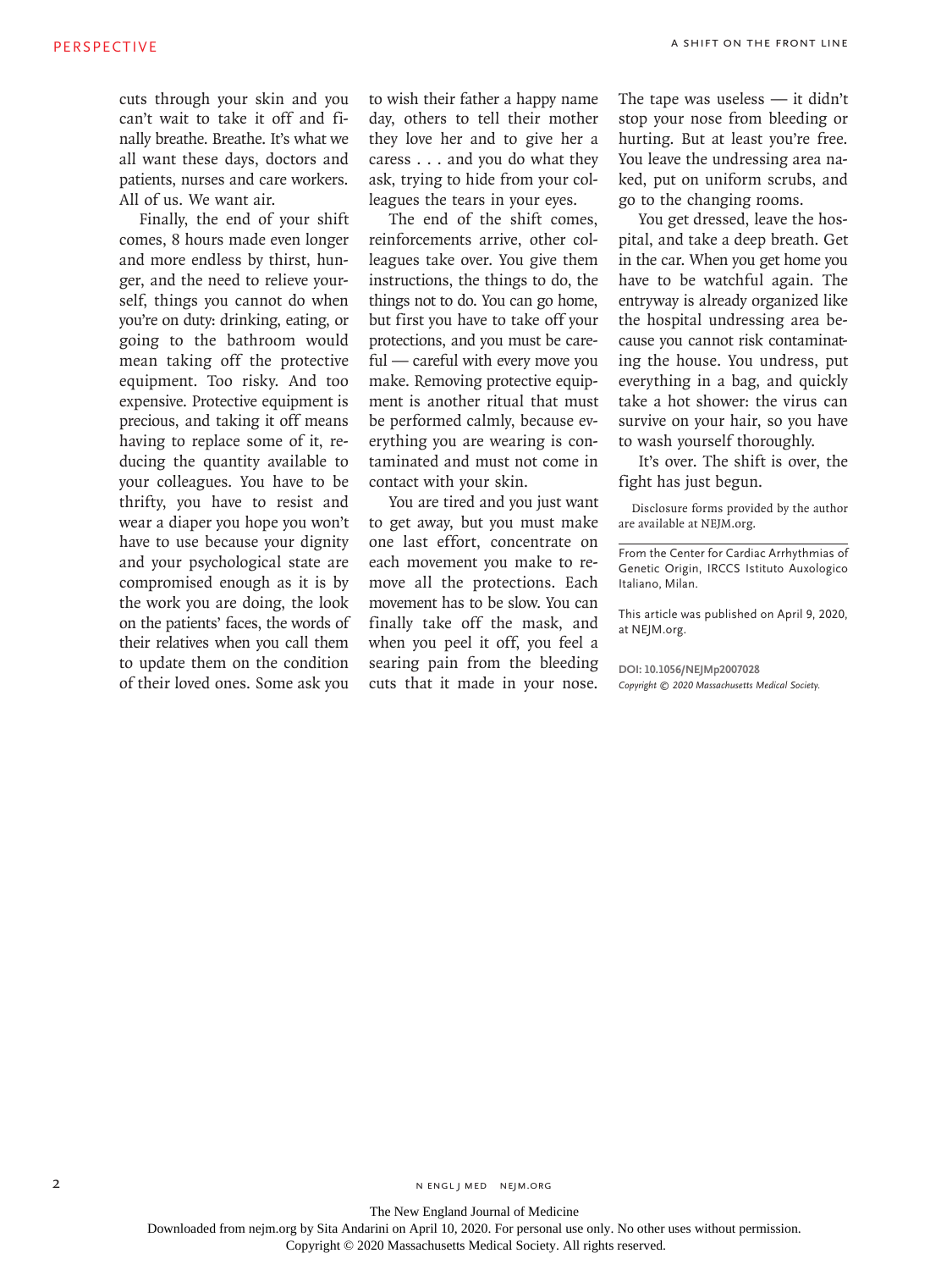cuts through your skin and you can't wait to take it off and finally breathe. Breathe. It's what we all want these days, doctors and patients, nurses and care workers. All of us. We want air.

Finally, the end of your shift comes, 8 hours made even longer and more endless by thirst, hunger, and the need to relieve yourself, things you cannot do when you're on duty: drinking, eating, or going to the bathroom would mean taking off the protective equipment. Too risky. And too expensive. Protective equipment is precious, and taking it off means having to replace some of it, reducing the quantity available to your colleagues. You have to be thrifty, you have to resist and wear a diaper you hope you won't have to use because your dignity and your psychological state are compromised enough as it is by the work you are doing, the look on the patients' faces, the words of their relatives when you call them to update them on the condition of their loved ones. Some ask you to wish their father a happy name day, others to tell their mother they love her and to give her a caress . . . and you do what they ask, trying to hide from your colleagues the tears in your eyes.

The end of the shift comes, reinforcements arrive, other colleagues take over. You give them instructions, the things to do, the things not to do. You can go home, but first you have to take off your protections, and you must be careful — careful with every move you make. Removing protective equipment is another ritual that must be performed calmly, because everything you are wearing is contaminated and must not come in contact with your skin.

You are tired and you just want to get away, but you must make one last effort, concentrate on each movement you make to remove all the protections. Each movement has to be slow. You can finally take off the mask, and when you peel it off, you feel a searing pain from the bleeding cuts that it made in your nose. The tape was useless — it didn't stop your nose from bleeding or hurting. But at least you're free. You leave the undressing area naked, put on uniform scrubs, and go to the changing rooms.

You get dressed, leave the hospital, and take a deep breath. Get in the car. When you get home you have to be watchful again. The entryway is already organized like the hospital undressing area because you cannot risk contaminating the house. You undress, put everything in a bag, and quickly take a hot shower: the virus can survive on your hair, so you have to wash yourself thoroughly.

It's over. The shift is over, the fight has just begun.

Disclosure forms provided by the author are available at NEJM.org.

From the Center for Cardiac Arrhythmias of Genetic Origin, IRCCS Istituto Auxologico Italiano, Milan.

This article was published on April 9, 2020, at NEJM.org.

**DOI: 10.1056/NEJMp2007028**
*Copyright © 2020 Massachusetts Medical Society.*